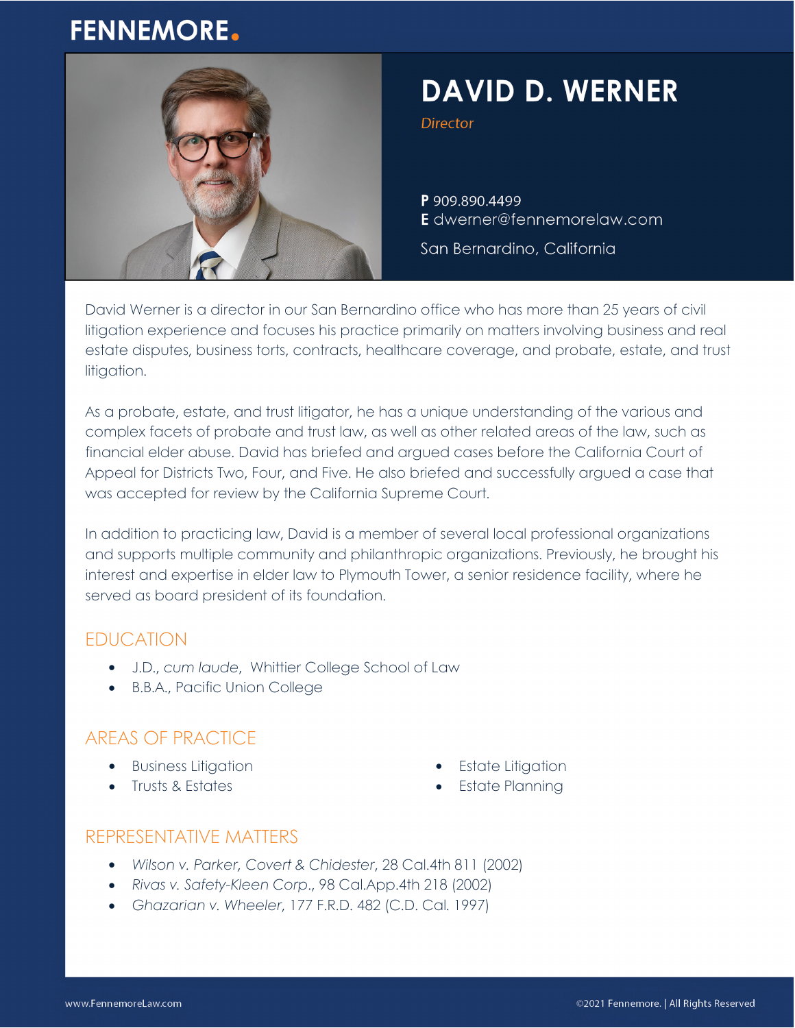FENNEMORE.

# DAVID D. WERNER

*Director*

**P** 909.890.4499
**E** dwerner@fennemorelaw.com

San Bernardino, California

David Werner is a director in our San Bernardino office who has more than 25 years of civil litigation experience and focuses his practice primarily on matters involving business and real estate disputes, business torts, contracts, healthcare coverage, and probate, estate, and trust litigation.

As a probate, estate, and trust litigator, he has a unique understanding of the various and complex facets of probate and trust law, as well as other related areas of the law, such as financial elder abuse. David has briefed and argued cases before the California Court of Appeal for Districts Two, Four, and Five. He also briefed and successfully argued a case that was accepted for review by the California Supreme Court.

In addition to practicing law, David is a member of several local professional organizations and supports multiple community and philanthropic organizations. Previously, he brought his interest and expertise in elder law to Plymouth Tower, a senior residence facility, where he served as board president of its foundation.

## EDUCATION

- J.D., *cum laude*, Whittier College School of Law
- B.B.A., Pacific Union College

## AREAS OF PRACTICE

- Business Litigation
- Trusts & Estates
- Estate Litigation
- Estate Planning

## REPRESENTATIVE MATTERS

- *Wilson v. Parker, Covert & Chidester*, 28 Cal.4th 811 (2002)
- *Rivas v. Safety-Kleen Corp.*, 98 Cal.App.4th 218 (2002)
- *Ghazarian v. Wheeler*, 177 F.R.D. 482 (C.D. Cal. 1997)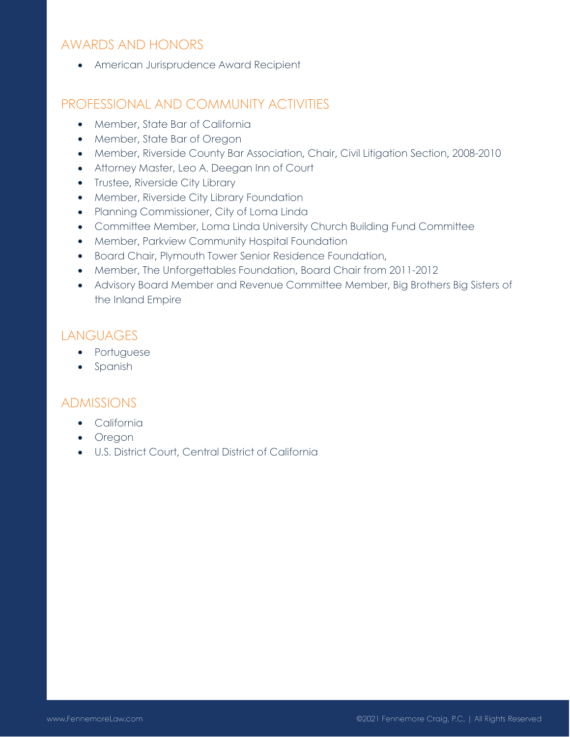## AWARDS AND HONORS

- American Jurisprudence Award Recipient

## PROFESSIONAL AND COMMUNITY ACTIVITIES

- Member, State Bar of California
- Member, State Bar of Oregon
- Member, Riverside County Bar Association, Chair, Civil Litigation Section, 2008-2010
- Attorney Master, Leo A. Deegan Inn of Court
- Trustee, Riverside City Library
- Member, Riverside City Library Foundation
- Planning Commissioner, City of Loma Linda
- Committee Member, Loma Linda University Church Building Fund Committee
- Member, Parkview Community Hospital Foundation
- Board Chair, Plymouth Tower Senior Residence Foundation,
- Member, The Unforgettables Foundation, Board Chair from 2011-2012
- Advisory Board Member and Revenue Committee Member, Big Brothers Big Sisters of the Inland Empire

## LANGUAGES

- Portuguese
- Spanish

## ADMISSIONS

- California
- Oregon
- U.S. District Court, Central District of California